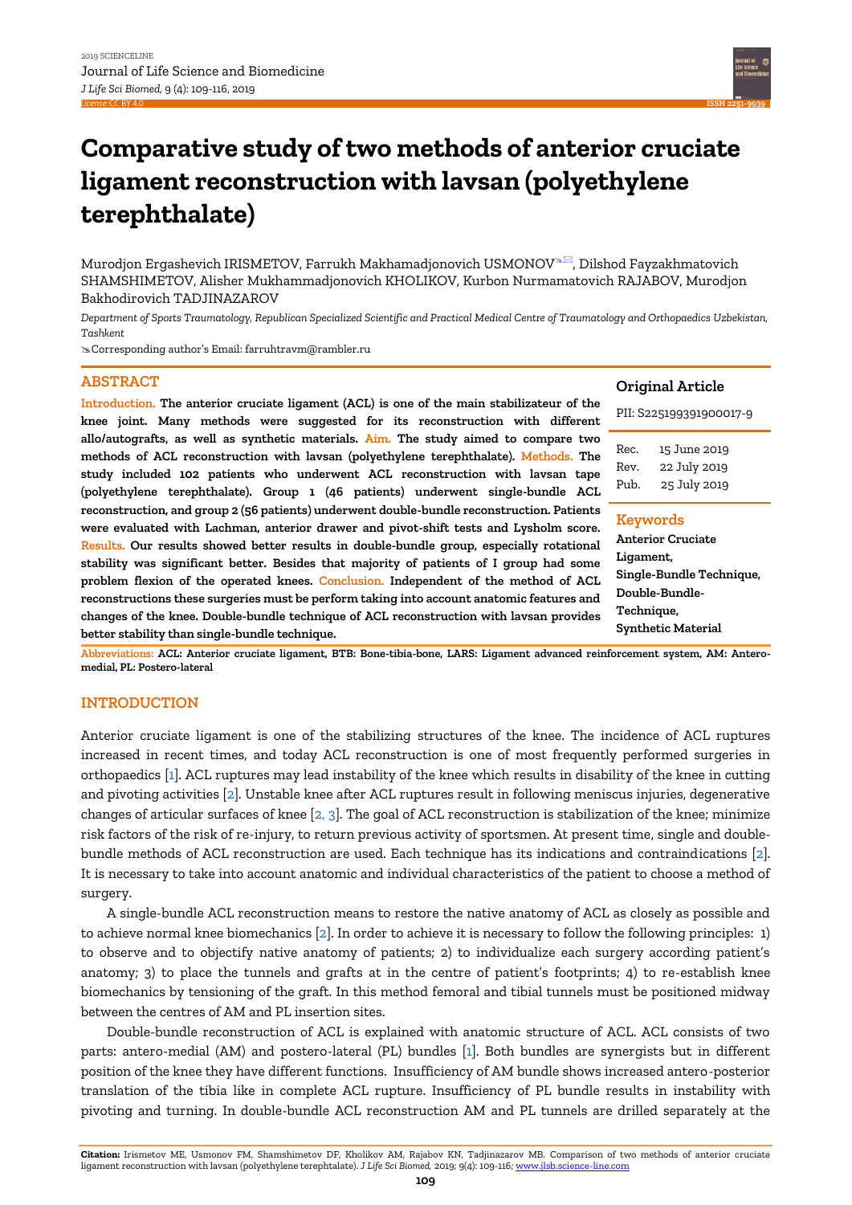# Comparative study of two methods of anterior cruciate ligament reconstruction with lavsan (polyethylene terephthalate)

Murodjon Ergashevich IRISMETOV, Farrukh Makhamadjonovich USMONOV, Dilshod Fayzakhmatovich SHAMSHIMETOV, Alisher Mukhammadjonovich KHOLIKOV, Kurbon Nurmamatovich RAJABOV, Murodjon Bakhodirovich TADJINAZAROV

*Department of Sports Traumatology, Republican Specialized Scientific and Practical Medical Centre of Traumatology and Orthopaedics Uzbekistan, Tashkent*

Corresponding author's Email: farruhtravm@rambler.ru

**Original Article**

PII: S225199391900017-9

Rec. 15 June 2019
Rev. 22 July 2019
Pub. 25 July 2019

**Keywords**

**Anterior Cruciate Ligament, Single-Bundle Technique, Double-Bundle-Technique, Synthetic Material**

## ABSTRACT

**Introduction.** **The anterior cruciate ligament (ACL) is one of the main stabilizateur of the knee joint. Many methods were suggested for its reconstruction with different allo/autografts, as well as synthetic materials.** **Aim.** **The study aimed to compare two methods of ACL reconstruction with lavsan (polyethylene terephthalate).** **Methods.** **The study included 102 patients who underwent ACL reconstruction with lavsan tape (polyethylene terephthalate). Group 1 (46 patients) underwent single-bundle ACL reconstruction, and group 2 (56 patients) underwent double-bundle reconstruction. Patients were evaluated with Lachman, anterior drawer and pivot-shift tests and Lysholm score.** **Results.** **Our results showed better results in double-bundle group, especially rotational stability was significant better. Besides that majority of patients of I group had some problem flexion of the operated knees.** **Conclusion.** **Independent of the method of ACL reconstructions these surgeries must be perform taking into account anatomic features and changes of the knee. Double-bundle technique of ACL reconstruction with lavsan provides better stability than single-bundle technique.**

**Abbreviations:** **ACL: Anterior cruciate ligament, BTB: Bone-tibia-bone, LARS: Ligament advanced reinforcement system, AM: Antero-medial, PL: Postero-lateral**

## INTRODUCTION

Anterior cruciate ligament is one of the stabilizing structures of the knee. The incidence of ACL ruptures increased in recent times, and today ACL reconstruction is one of most frequently performed surgeries in orthopaedics [1]. ACL ruptures may lead instability of the knee which results in disability of the knee in cutting and pivoting activities [2]. Unstable knee after ACL ruptures result in following meniscus injuries, degenerative changes of articular surfaces of knee [2, 3]. The goal of ACL reconstruction is stabilization of the knee; minimize risk factors of the risk of re-injury, to return previous activity of sportsmen. At present time, single and double-bundle methods of ACL reconstruction are used. Each technique has its indications and contraindications [2]. It is necessary to take into account anatomic and individual characteristics of the patient to choose a method of surgery.

A single-bundle ACL reconstruction means to restore the native anatomy of ACL as closely as possible and to achieve normal knee biomechanics [2]. In order to achieve it is necessary to follow the following principles: 1) to observe and to objectify native anatomy of patients; 2) to individualize each surgery according patient's anatomy; 3) to place the tunnels and grafts at in the centre of patient's footprints; 4) to re-establish knee biomechanics by tensioning of the graft. In this method femoral and tibial tunnels must be positioned midway between the centres of AM and PL insertion sites.

Double-bundle reconstruction of ACL is explained with anatomic structure of ACL. ACL consists of two parts: antero-medial (AM) and postero-lateral (PL) bundles [1]. Both bundles are synergists but in different position of the knee they have different functions. Insufficiency of AM bundle shows increased antero-posterior translation of the tibia like in complete ACL rupture. Insufficiency of PL bundle results in instability with pivoting and turning. In double-bundle ACL reconstruction AM and PL tunnels are drilled separately at the

**Citation:** Irismetov ME, Usmonov FM, Shamshimetov DF, Kholikov AM, Rajabov KN, Tadjinazarov MB. Comparison of two methods of anterior cruciate ligament reconstruction with lavsan (polyethylene terephtalate). *J Life Sci Biomed,* 2019; 9(4): 109-116; www.jlsb.science-line.com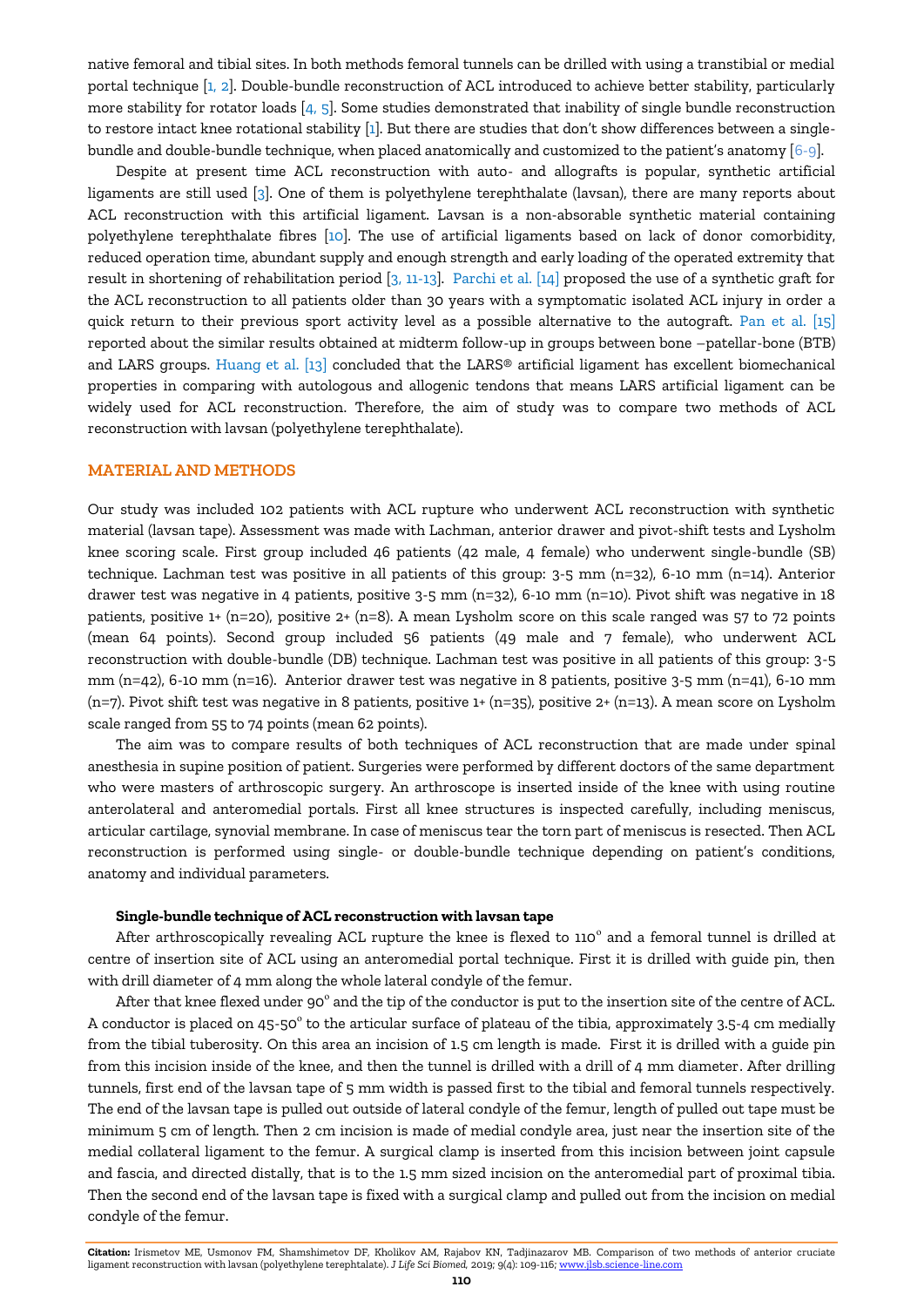native femoral and tibial sites. In both methods femoral tunnels can be drilled with using a transtibial or medial portal technique [1, 2]. Double-bundle reconstruction of ACL introduced to achieve better stability, particularly more stability for rotator loads [4, 5]. Some studies demonstrated that inability of single bundle reconstruction to restore intact knee rotational stability [1]. But there are studies that don't show differences between a single-bundle and double-bundle technique, when placed anatomically and customized to the patient's anatomy [6-9].

Despite at present time ACL reconstruction with auto- and allografts is popular, synthetic artificial ligaments are still used [3]. One of them is polyethylene terephthalate (lavsan), there are many reports about ACL reconstruction with this artificial ligament. Lavsan is a non-absorable synthetic material containing polyethylene terephthalate fibres [10]. The use of artificial ligaments based on lack of donor comorbidity, reduced operation time, abundant supply and enough strength and early loading of the operated extremity that result in shortening of rehabilitation period [3, 11-13]. Parchi et al. [14] proposed the use of a synthetic graft for the ACL reconstruction to all patients older than 30 years with a symptomatic isolated ACL injury in order a quick return to their previous sport activity level as a possible alternative to the autograft. Pan et al. [15] reported about the similar results obtained at midterm follow-up in groups between bone –patellar-bone (BTB) and LARS groups. Huang et al. [13] concluded that the LARS® artificial ligament has excellent biomechanical properties in comparing with autologous and allogenic tendons that means LARS artificial ligament can be widely used for ACL reconstruction. Therefore, the aim of study was to compare two methods of ACL reconstruction with lavsan (polyethylene terephthalate).

## MATERIAL AND METHODS

Our study was included 102 patients with ACL rupture who underwent ACL reconstruction with synthetic material (lavsan tape). Assessment was made with Lachman, anterior drawer and pivot-shift tests and Lysholm knee scoring scale. First group included 46 patients (42 male, 4 female) who underwent single-bundle (SB) technique. Lachman test was positive in all patients of this group: 3-5 mm (n=32), 6-10 mm (n=14). Anterior drawer test was negative in 4 patients, positive 3-5 mm (n=32), 6-10 mm (n=10). Pivot shift was negative in 18 patients, positive 1+ (n=20), positive 2+ (n=8). A mean Lysholm score on this scale ranged was 57 to 72 points (mean 64 points). Second group included 56 patients (49 male and 7 female), who underwent ACL reconstruction with double-bundle (DB) technique. Lachman test was positive in all patients of this group: 3-5 mm (n=42), 6-10 mm (n=16). Anterior drawer test was negative in 8 patients, positive 3-5 mm (n=41), 6-10 mm (n=7). Pivot shift test was negative in 8 patients, positive 1+ (n=35), positive 2+ (n=13). A mean score on Lysholm scale ranged from 55 to 74 points (mean 62 points).

The aim was to compare results of both techniques of ACL reconstruction that are made under spinal anesthesia in supine position of patient. Surgeries were performed by different doctors of the same department who were masters of arthroscopic surgery. An arthroscope is inserted inside of the knee with using routine anterolateral and anteromedial portals. First all knee structures is inspected carefully, including meniscus, articular cartilage, synovial membrane. In case of meniscus tear the torn part of meniscus is resected. Then ACL reconstruction is performed using single- or double-bundle technique depending on patient's conditions, anatomy and individual parameters.

### Single-bundle technique of ACL reconstruction with lavsan tape

After arthroscopically revealing ACL rupture the knee is flexed to 110° and a femoral tunnel is drilled at centre of insertion site of ACL using an anteromedial portal technique. First it is drilled with guide pin, then with drill diameter of 4 mm along the whole lateral condyle of the femur.

After that knee flexed under 90° and the tip of the conductor is put to the insertion site of the centre of ACL. A conductor is placed on 45-50° to the articular surface of plateau of the tibia, approximately 3.5-4 cm medially from the tibial tuberosity. On this area an incision of 1.5 cm length is made. First it is drilled with a guide pin from this incision inside of the knee, and then the tunnel is drilled with a drill of 4 mm diameter. After drilling tunnels, first end of the lavsan tape of 5 mm width is passed first to the tibial and femoral tunnels respectively. The end of the lavsan tape is pulled out outside of lateral condyle of the femur, length of pulled out tape must be minimum 5 cm of length. Then 2 cm incision is made of medial condyle area, just near the insertion site of the medial collateral ligament to the femur. A surgical clamp is inserted from this incision between joint capsule and fascia, and directed distally, that is to the 1.5 mm sized incision on the anteromedial part of proximal tibia. Then the second end of the lavsan tape is fixed with a surgical clamp and pulled out from the incision on medial condyle of the femur.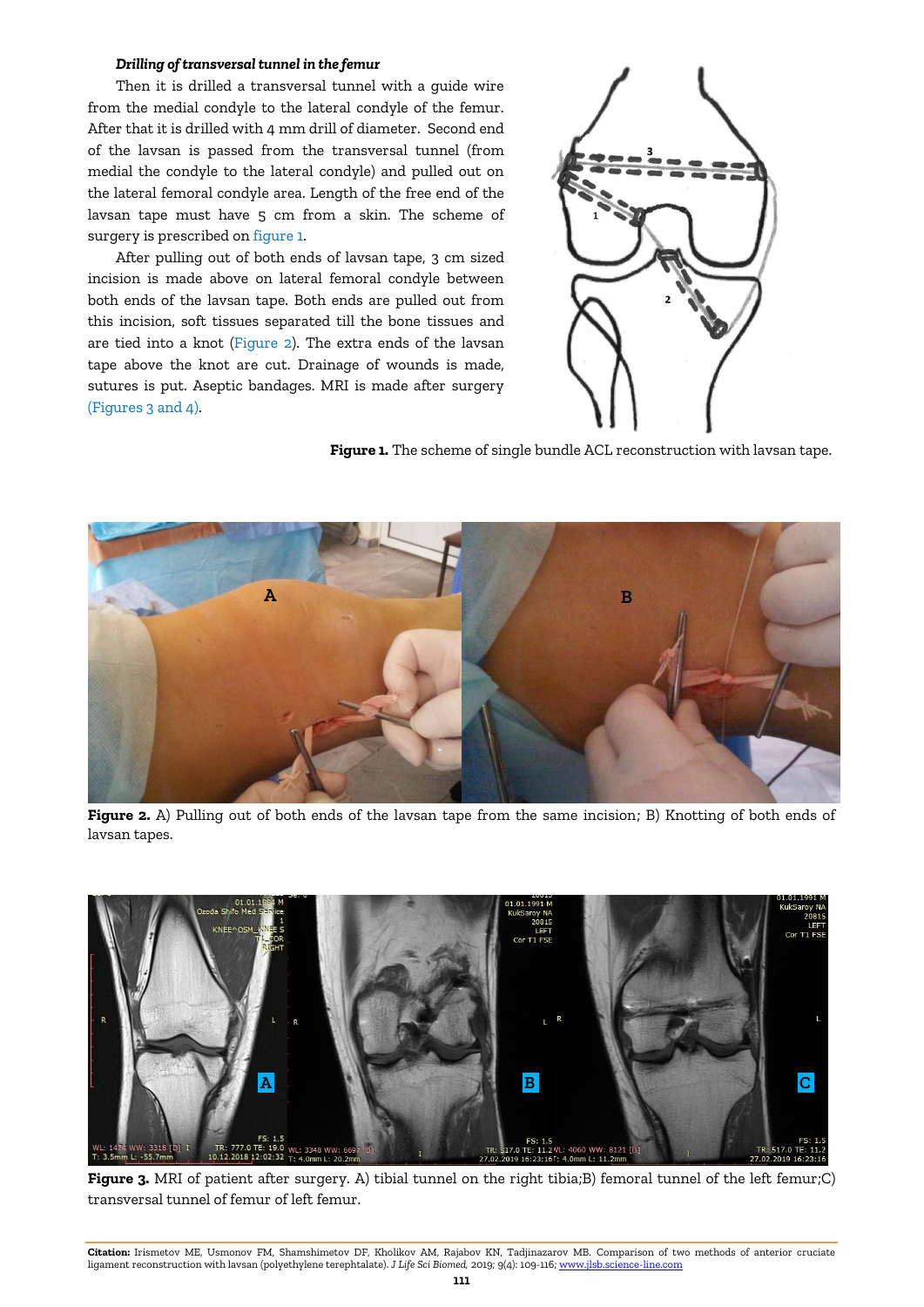***Drilling of transversal tunnel in the femur***

Then it is drilled a transversal tunnel with a guide wire from the medial condyle to the lateral condyle of the femur. After that it is drilled with 4 mm drill of diameter. Second end of the lavsan is passed from the transversal tunnel (from medial the condyle to the lateral condyle) and pulled out on the lateral femoral condyle area. Length of the free end of the lavsan tape must have 5 cm from a skin. The scheme of surgery is prescribed on figure 1.

After pulling out of both ends of lavsan tape, 3 cm sized incision is made above on lateral femoral condyle between both ends of the lavsan tape. Both ends are pulled out from this incision, soft tissues separated till the bone tissues and are tied into a knot (Figure 2). The extra ends of the lavsan tape above the knot are cut. Drainage of wounds is made, sutures is put. Aseptic bandages. MRI is made after surgery (Figures 3 and 4).

**Figure 1.** The scheme of single bundle ACL reconstruction with lavsan tape.

**Figure 2.** A) Pulling out of both ends of the lavsan tape from the same incision; B) Knotting of both ends of lavsan tapes.

**Figure 3.** MRI of patient after surgery. A) tibial tunnel on the right tibia;B) femoral tunnel of the left femur;C) transversal tunnel of femur of left femur.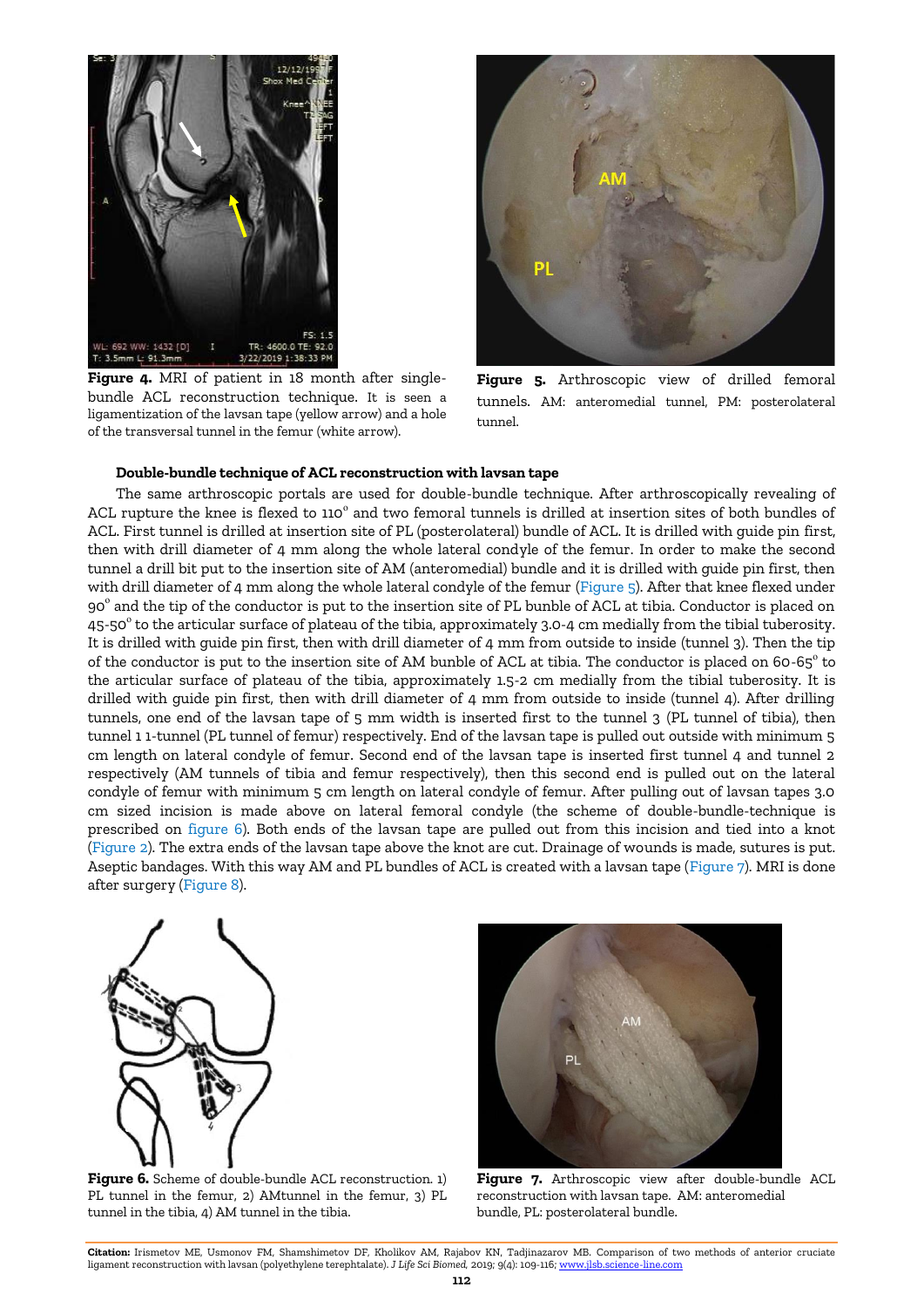**Figure 4.** MRI of patient in 18 month after single-bundle ACL reconstruction technique. It is seen a ligamentization of the lavsan tape (yellow arrow) and a hole of the transversal tunnel in the femur (white arrow).

**Figure 5.** Arthroscopic view of drilled femoral tunnels. AM: anteromedial tunnel, PM: posterolateral tunnel.

### Double-bundle technique of ACL reconstruction with lavsan tape

The same arthroscopic portals are used for double-bundle technique. After arthroscopically revealing of ACL rupture the knee is flexed to 110° and two femoral tunnels is drilled at insertion sites of both bundles of ACL. First tunnel is drilled at insertion site of PL (posterolateral) bundle of ACL. It is drilled with guide pin first, then with drill diameter of 4 mm along the whole lateral condyle of the femur. In order to make the second tunnel a drill bit put to the insertion site of AM (anteromedial) bundle and it is drilled with guide pin first, then with drill diameter of 4 mm along the whole lateral condyle of the femur (Figure 5). After that knee flexed under 90° and the tip of the conductor is put to the insertion site of PL bunble of ACL at tibia. Conductor is placed on 45-50° to the articular surface of plateau of the tibia, approximately 3.0-4 cm medially from the tibial tuberosity. It is drilled with guide pin first, then with drill diameter of 4 mm from outside to inside (tunnel 3). Then the tip of the conductor is put to the insertion site of AM bunble of ACL at tibia. The conductor is placed on 60-65° to the articular surface of plateau of the tibia, approximately 1.5-2 cm medially from the tibial tuberosity. It is drilled with guide pin first, then with drill diameter of 4 mm from outside to inside (tunnel 4). After drilling tunnels, one end of the lavsan tape of 5 mm width is inserted first to the tunnel 3 (PL tunnel of tibia), then tunnel 1 1-tunnel (PL tunnel of femur) respectively. End of the lavsan tape is pulled out outside with minimum 5 cm length on lateral condyle of femur. Second end of the lavsan tape is inserted first tunnel 4 and tunnel 2 respectively (AM tunnels of tibia and femur respectively), then this second end is pulled out on the lateral condyle of femur with minimum 5 cm length on lateral condyle of femur. After pulling out of lavsan tapes 3.0 cm sized incision is made above on lateral femoral condyle (the scheme of double-bundle-technique is prescribed on figure 6). Both ends of the lavsan tape are pulled out from this incision and tied into a knot (Figure 2). The extra ends of the lavsan tape above the knot are cut. Drainage of wounds is made, sutures is put. Aseptic bandages. With this way AM and PL bundles of ACL is created with a lavsan tape (Figure 7). MRI is done after surgery (Figure 8).

**Figure 6.** Scheme of double-bundle ACL reconstruction. 1) PL tunnel in the femur, 2) AMtunnel in the femur, 3) PL tunnel in the tibia, 4) AM tunnel in the tibia.

**Figure 7.** Arthroscopic view after double-bundle ACL reconstruction with lavsan tape. AM: anteromedial bundle, PL: posterolateral bundle.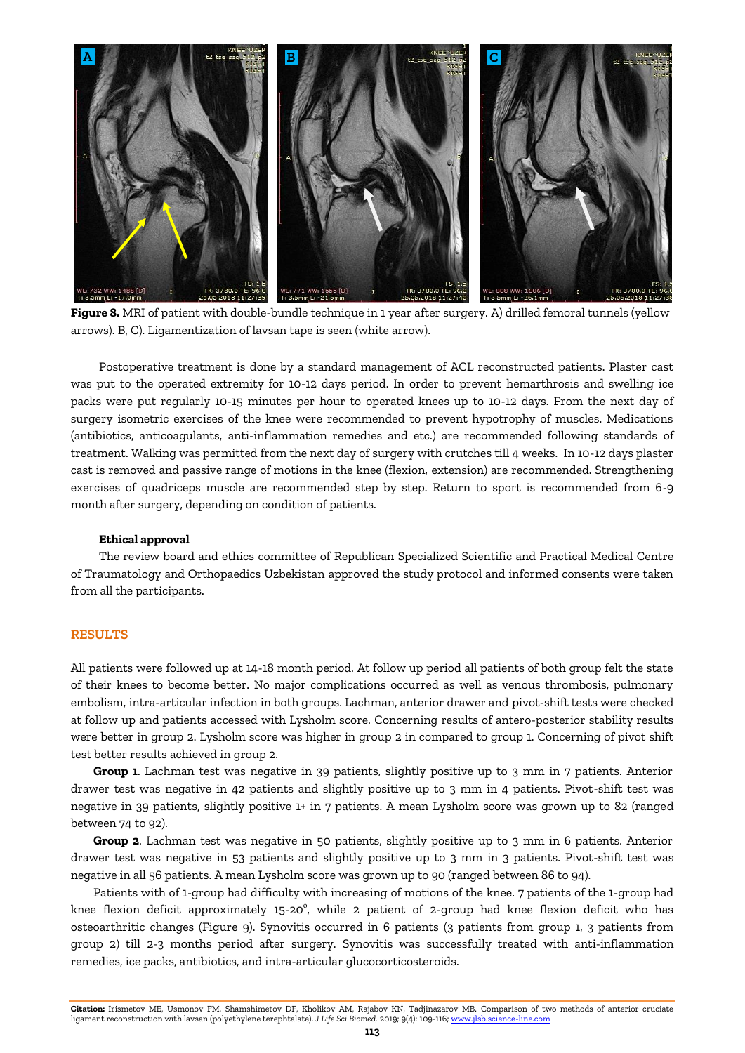**Figure 8.** MRI of patient with double-bundle technique in 1 year after surgery. A) drilled femoral tunnels (yellow arrows). B, C). Ligamentization of lavsan tape is seen (white arrow).

Postoperative treatment is done by a standard management of ACL reconstructed patients. Plaster cast was put to the operated extremity for 10-12 days period. In order to prevent hemarthrosis and swelling ice packs were put regularly 10-15 minutes per hour to operated knees up to 10-12 days. From the next day of surgery isometric exercises of the knee were recommended to prevent hypotrophy of muscles. Medications (antibiotics, anticoagulants, anti-inflammation remedies and etc.) are recommended following standards of treatment. Walking was permitted from the next day of surgery with crutches till 4 weeks. In 10-12 days plaster cast is removed and passive range of motions in the knee (flexion, extension) are recommended. Strengthening exercises of quadriceps muscle are recommended step by step. Return to sport is recommended from 6-9 month after surgery, depending on condition of patients.

### Ethical approval

The review board and ethics committee of Republican Specialized Scientific and Practical Medical Centre of Traumatology and Orthopaedics Uzbekistan approved the study protocol and informed consents were taken from all the participants.

## RESULTS

All patients were followed up at 14-18 month period. At follow up period all patients of both group felt the state of their knees to become better. No major complications occurred as well as venous thrombosis, pulmonary embolism, intra-articular infection in both groups. Lachman, anterior drawer and pivot-shift tests were checked at follow up and patients accessed with Lysholm score. Concerning results of antero-posterior stability results were better in group 2. Lysholm score was higher in group 2 in compared to group 1. Concerning of pivot shift test better results achieved in group 2.

**Group 1**. Lachman test was negative in 39 patients, slightly positive up to 3 mm in 7 patients. Anterior drawer test was negative in 42 patients and slightly positive up to 3 mm in 4 patients. Pivot-shift test was negative in 39 patients, slightly positive 1+ in 7 patients. A mean Lysholm score was grown up to 82 (ranged between 74 to 92).

**Group 2**. Lachman test was negative in 50 patients, slightly positive up to 3 mm in 6 patients. Anterior drawer test was negative in 53 patients and slightly positive up to 3 mm in 3 patients. Pivot-shift test was negative in all 56 patients. A mean Lysholm score was grown up to 90 (ranged between 86 to 94).

Patients with of 1-group had difficulty with increasing of motions of the knee. 7 patients of the 1-group had knee flexion deficit approximately 15-20°, while 2 patient of 2-group had knee flexion deficit who has osteoarthritic changes (Figure 9). Synovitis occurred in 6 patients (3 patients from group 1, 3 patients from group 2) till 2-3 months period after surgery. Synovitis was successfully treated with anti-inflammation remedies, ice packs, antibiotics, and intra-articular glucocorticosteroids.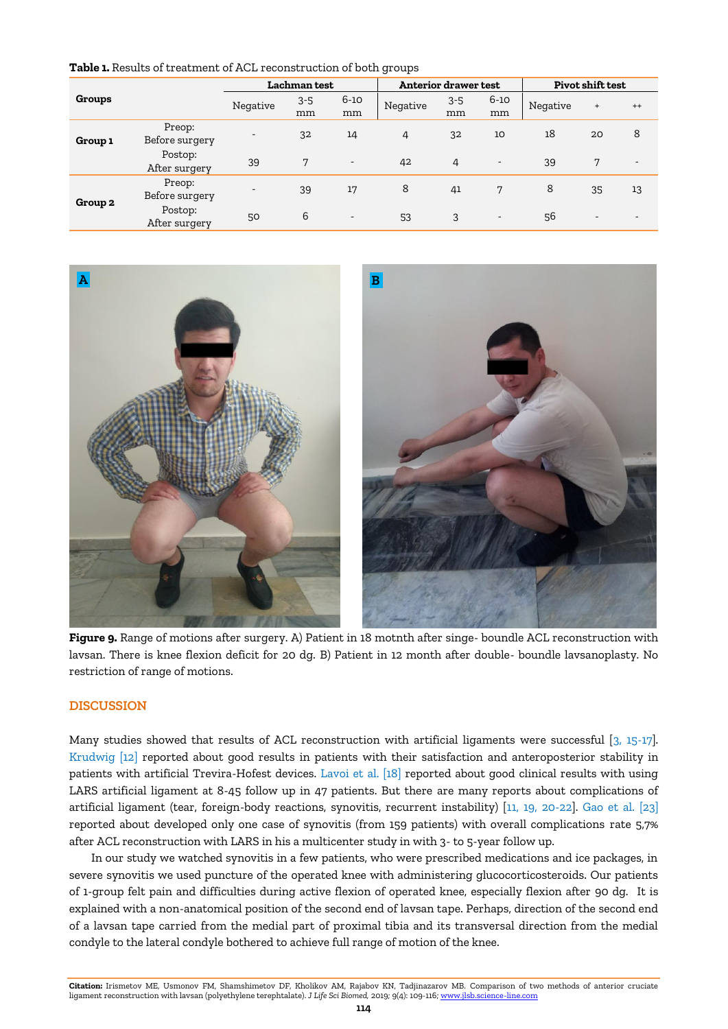**Table 1.** Results of treatment of ACL reconstruction of both groups

| Groups | | Lachman test | | | Anterior drawer test | | | Pivot shift test | | |
|---|---|---|---|---|---|---|---|---|---|---|
| | | Negative | 3-5 mm | 6-10 mm | Negative | 3-5 mm | 6-10 mm | Negative | + | ++ |
| Group 1 | Preop: Before surgery | - | 32 | 14 | 4 | 32 | 10 | 18 | 20 | 8 |
| | Postop: After surgery | 39 | 7 | - | 42 | 4 | - | 39 | 7 | - |
| Group 2 | Preop: Before surgery | - | 39 | 17 | 8 | 41 | 7 | 8 | 35 | 13 |
| | Postop: After surgery | 50 | 6 | - | 53 | 3 | - | 56 | - | - |

**Figure 9.** Range of motions after surgery. A) Patient in 18 motnth after singe- boundle ACL reconstruction with lavsan. There is knee flexion deficit for 20 dg. B) Patient in 12 month after double- boundle lavsanoplasty. No restriction of range of motions.

## DISCUSSION

Many studies showed that results of ACL reconstruction with artificial ligaments were successful [3, 15-17]. Krudwig [12] reported about good results in patients with their satisfaction and anteroposterior stability in patients with artificial Trevira-Hofest devices. Lavoi et al. [18] reported about good clinical results with using LARS artificial ligament at 8-45 follow up in 47 patients. But there are many reports about complications of artificial ligament (tear, foreign-body reactions, synovitis, recurrent instability) [11, 19, 20-22]. Gao et al. [23] reported about developed only one case of synovitis (from 159 patients) with overall complications rate 5,7% after ACL reconstruction with LARS in his a multicenter study in with 3- to 5-year follow up.

In our study we watched synovitis in a few patients, who were prescribed medications and ice packages, in severe synovitis we used puncture of the operated knee with administering glucocorticosteroids. Our patients of 1-group felt pain and difficulties during active flexion of operated knee, especially flexion after 90 dg. It is explained with a non-anatomical position of the second end of lavsan tape. Perhaps, direction of the second end of a lavsan tape carried from the medial part of proximal tibia and its transversal direction from the medial condyle to the lateral condyle bothered to achieve full range of motion of the knee.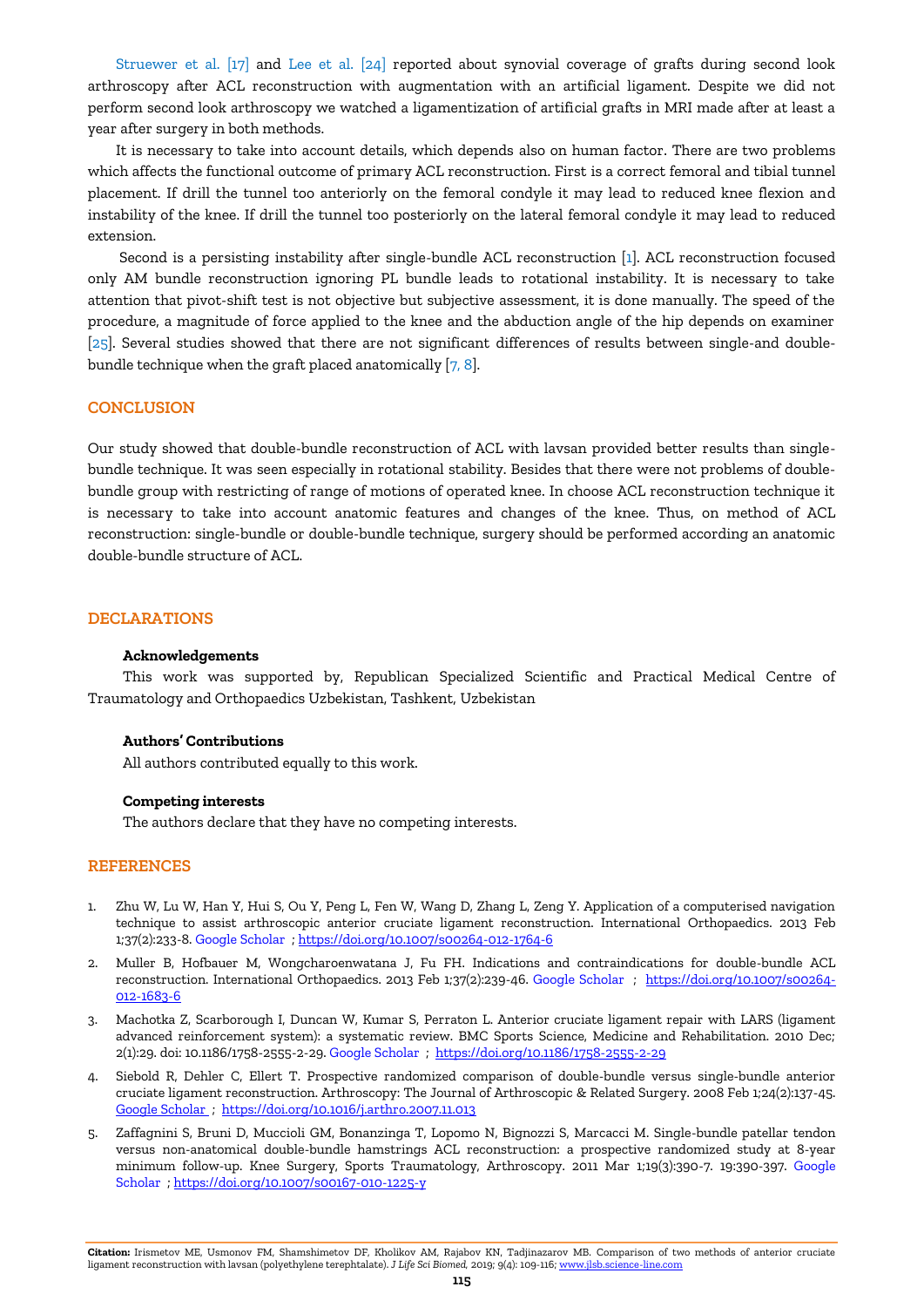Struewer et al. [17] and Lee et al. [24] reported about synovial coverage of grafts during second look arthroscopy after ACL reconstruction with augmentation with an artificial ligament. Despite we did not perform second look arthroscopy we watched a ligamentization of artificial grafts in MRI made after at least a year after surgery in both methods.

It is necessary to take into account details, which depends also on human factor. There are two problems which affects the functional outcome of primary ACL reconstruction. First is a correct femoral and tibial tunnel placement. If drill the tunnel too anteriorly on the femoral condyle it may lead to reduced knee flexion and instability of the knee. If drill the tunnel too posteriorly on the lateral femoral condyle it may lead to reduced extension.

Second is a persisting instability after single-bundle ACL reconstruction [1]. ACL reconstruction focused only AM bundle reconstruction ignoring PL bundle leads to rotational instability. It is necessary to take attention that pivot-shift test is not objective but subjective assessment, it is done manually. The speed of the procedure, a magnitude of force applied to the knee and the abduction angle of the hip depends on examiner [25]. Several studies showed that there are not significant differences of results between single-and double-bundle technique when the graft placed anatomically [7, 8].

## CONCLUSION

Our study showed that double-bundle reconstruction of ACL with lavsan provided better results than single-bundle technique. It was seen especially in rotational stability. Besides that there were not problems of double-bundle group with restricting of range of motions of operated knee. In choose ACL reconstruction technique it is necessary to take into account anatomic features and changes of the knee. Thus, on method of ACL reconstruction: single-bundle or double-bundle technique, surgery should be performed according an anatomic double-bundle structure of ACL.

## DECLARATIONS

### Acknowledgements

This work was supported by, Republican Specialized Scientific and Practical Medical Centre of Traumatology and Orthopaedics Uzbekistan, Tashkent, Uzbekistan

### Authors' Contributions

All authors contributed equally to this work.

### Competing interests

The authors declare that they have no competing interests.

## REFERENCES

1. Zhu W, Lu W, Han Y, Hui S, Ou Y, Peng L, Fen W, Wang D, Zhang L, Zeng Y. Application of a computerised navigation technique to assist arthroscopic anterior cruciate ligament reconstruction. International Orthopaedics. 2013 Feb 1;37(2):233-8. Google Scholar ; https://doi.org/10.1007/s00264-012-1764-6
2. Muller B, Hofbauer M, Wongcharoenwatana J, Fu FH. Indications and contraindications for double-bundle ACL reconstruction. International Orthopaedics. 2013 Feb 1;37(2):239-46. Google Scholar ; https://doi.org/10.1007/s00264-012-1683-6
3. Machotka Z, Scarborough I, Duncan W, Kumar S, Perraton L. Anterior cruciate ligament repair with LARS (ligament advanced reinforcement system): a systematic review. BMC Sports Science, Medicine and Rehabilitation. 2010 Dec; 2(1):29. doi: 10.1186/1758-2555-2-29. Google Scholar ; https://doi.org/10.1186/1758-2555-2-29
4. Siebold R, Dehler C, Ellert T. Prospective randomized comparison of double-bundle versus single-bundle anterior cruciate ligament reconstruction. Arthroscopy: The Journal of Arthroscopic & Related Surgery. 2008 Feb 1;24(2):137-45. Google Scholar ; https://doi.org/10.1016/j.arthro.2007.11.013
5. Zaffagnini S, Bruni D, Muccioli GM, Bonanzinga T, Lopomo N, Bignozzi S, Marcacci M. Single-bundle patellar tendon versus non-anatomical double-bundle hamstrings ACL reconstruction: a prospective randomized study at 8-year minimum follow-up. Knee Surgery, Sports Traumatology, Arthroscopy. 2011 Mar 1;19(3):390-7. 19:390-397. Google Scholar ; https://doi.org/10.1007/s00167-010-1225-y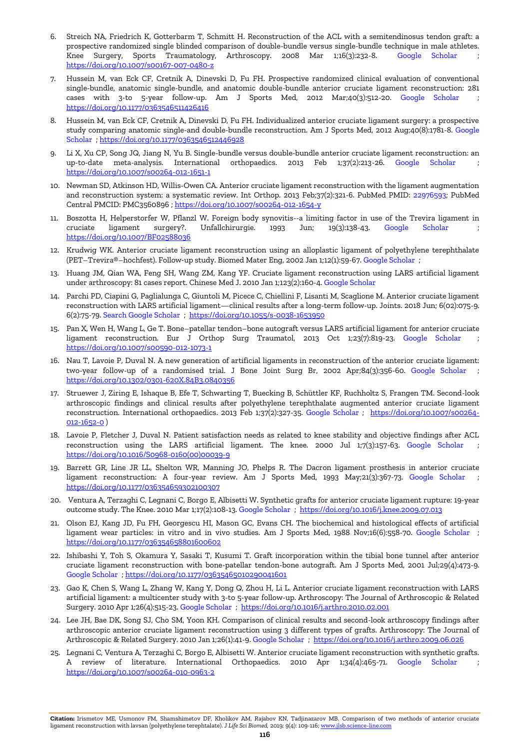6. Streich NA, Friedrich K, Gotterbarm T, Schmitt H. Reconstruction of the ACL with a semitendinosus tendon graft: a prospective randomized single blinded comparison of double-bundle versus single-bundle technique in male athletes. Knee Surgery, Sports Traumatology, Arthroscopy. 2008 Mar 1;16(3):232-8. Google Scholar ; https://doi.org/10.1007/s00167-007-0480-z

7. Hussein M, van Eck CF, Cretnik A, Dinevski D, Fu FH. Prospective randomized clinical evaluation of conventional single-bundle, anatomic single-bundle, and anatomic double-bundle anterior cruciate ligament reconstruction: 281 cases with 3-to 5-year follow-up. Am J Sports Med, 2012 Mar;40(3):512-20. Google Scholar ; https://doi.org/10.1177/0363546511426416

8. Hussein M, van Eck CF, Cretnik A, Dinevski D, Fu FH. Individualized anterior cruciate ligament surgery: a prospective study comparing anatomic single-and double-bundle reconstruction. Am J Sports Med, 2012 Aug;40(8):1781-8. Google Scholar ; https://doi.org/10.1177/0363546512446928

9. Li X, Xu CP, Song JQ, Jiang N, Yu B. Single-bundle versus double-bundle anterior cruciate ligament reconstruction: an up-to-date meta-analysis. International orthopaedics. 2013 Feb 1;37(2):213-26. Google Scholar ; https://doi.org/10.1007/s00264-012-1651-1

10. Newman SD, Atkinson HD, Willis-Owen CA. Anterior cruciate ligament reconstruction with the ligament augmentation and reconstruction system: a systematic review. Int Orthop. 2013 Feb;37(2):321-6. PubMed PMID: 22976593; PubMed Central PMCID: PMC3560896 ; https://doi.org/10.1007/s00264-012-1654-y

11. Boszotta H, Helperstorfer W, Pflanzl W. Foreign body synovitis--a limiting factor in use of the Trevira ligament in cruciate ligament surgery?. Unfallchirurgie. 1993 Jun; 19(3):138-43. Google Scholar ; https://doi.org/10.1007/BF02588036

12. Krudwig WK. Anterior cruciate ligament reconstruction using an alloplastic ligament of polyethylene terephthalate (PET–Trevira®–hochfest). Follow-up study. Biomed Mater Eng, 2002 Jan 1;12(1):59-67. Google Scholar ;

13. Huang JM, Qian WA, Feng SH, Wang ZM, Kang YF. Cruciate ligament reconstruction using LARS artificial ligament under arthroscopy: 81 cases report. Chinese Med J. 2010 Jan 1;123(2):160-4. Google Scholar

14. Parchi PD, Ciapini G, Paglialunga C, Giuntoli M, Picece C, Chiellini F, Lisanti M, Scaglione M. Anterior cruciate ligament reconstruction with LARS artificial ligament—clinical results after a long-term follow-up. Joints. 2018 Jun; 6(02):075-9. 6(2):75-79. Search Google Scholar ; https://doi.org/10.1055/s-0038-1653950

15. Pan X, Wen H, Wang L, Ge T. Bone–patellar tendon–bone autograft versus LARS artificial ligament for anterior cruciate ligament reconstruction. Eur J Orthop Surg Traumatol, 2013 Oct 1;23(7):819-23. Google Scholar ; https://doi.org/10.1007/s00590-012-1073-1

16. Nau T, Lavoie P, Duval N. A new generation of artificial ligaments in reconstruction of the anterior cruciate ligament: two-year follow-up of a randomised trial. J Bone Joint Surg Br, 2002 Apr;84(3):356-60. Google Scholar ; https://doi.org/10.1302/0301-620X.84B3.0840356

17. Struewer J, Ziring E, Ishaque B, Efe T, Schwarting T, Buecking B, Schüttler KF, Ruchholtz S, Frangen TM. Second-look arthroscopic findings and clinical results after polyethylene terephthalate augmented anterior cruciate ligament reconstruction. International orthopaedics. 2013 Feb 1;37(2):327-35. Google Scholar ; https://doi.org/10.1007/s00264-012-1652-0 )

18. Lavoie P, Fletcher J, Duval N. Patient satisfaction needs as related to knee stability and objective findings after ACL reconstruction using the LARS artificial ligament. The knee. 2000 Jul 1;7(3):157-63. Google Scholar ; https://doi.org/10.1016/S0968-0160(00)00039-9

19. Barrett GR, Line JR LL, Shelton WR, Manning JO, Phelps R. The Dacron ligament prosthesis in anterior cruciate ligament reconstruction: A four-year review. Am J Sports Med, 1993 May;21(3):367-73. Google Scholar ; https://doi.org/10.1177/036354659302100307

20. Ventura A, Terzaghi C, Legnani C, Borgo E, Albisetti W. Synthetic grafts for anterior cruciate ligament rupture: 19-year outcome study. The Knee. 2010 Mar 1;17(2):108-13. Google Scholar ; https://doi.org/10.1016/j.knee.2009.07.013

21. Olson EJ, Kang JD, Fu FH, Georgescu HI, Mason GC, Evans CH. The biochemical and histological effects of artificial ligament wear particles: in vitro and in vivo studies. Am J Sports Med, 1988 Nov;16(6):558-70. Google Scholar ; https://doi.org/10.1177/036354658801600602

22. Ishibashi Y, Toh S, Okamura Y, Sasaki T, Kusumi T. Graft incorporation within the tibial bone tunnel after anterior cruciate ligament reconstruction with bone-patellar tendon-bone autograft. Am J Sports Med, 2001 Jul;29(4):473-9. Google Scholar ; https://doi.org/10.1177/03635465010290041601

23. Gao K, Chen S, Wang L, Zhang W, Kang Y, Dong Q, Zhou H, Li L. Anterior cruciate ligament reconstruction with LARS artificial ligament: a multicenter study with 3-to 5-year follow-up. Arthroscopy: The Journal of Arthroscopic & Related Surgery. 2010 Apr 1;26(4):515-23. Google Scholar ; https://doi.org/10.1016/j.arthro.2010.02.001

24. Lee JH, Bae DK, Song SJ, Cho SM, Yoon KH. Comparison of clinical results and second-look arthroscopy findings after arthroscopic anterior cruciate ligament reconstruction using 3 different types of grafts. Arthroscopy: The Journal of Arthroscopic & Related Surgery. 2010 Jan 1;26(1):41-9. Google Scholar ; https://doi.org/10.1016/j.arthro.2009.06.026

25. Legnani C, Ventura A, Terzaghi C, Borgo E, Albisetti W. Anterior cruciate ligament reconstruction with synthetic grafts. A review of literature. International Orthopaedics. 2010 Apr 1;34(4):465-71. Google Scholar ; https://doi.org/10.1007/s00264-010-0963-2